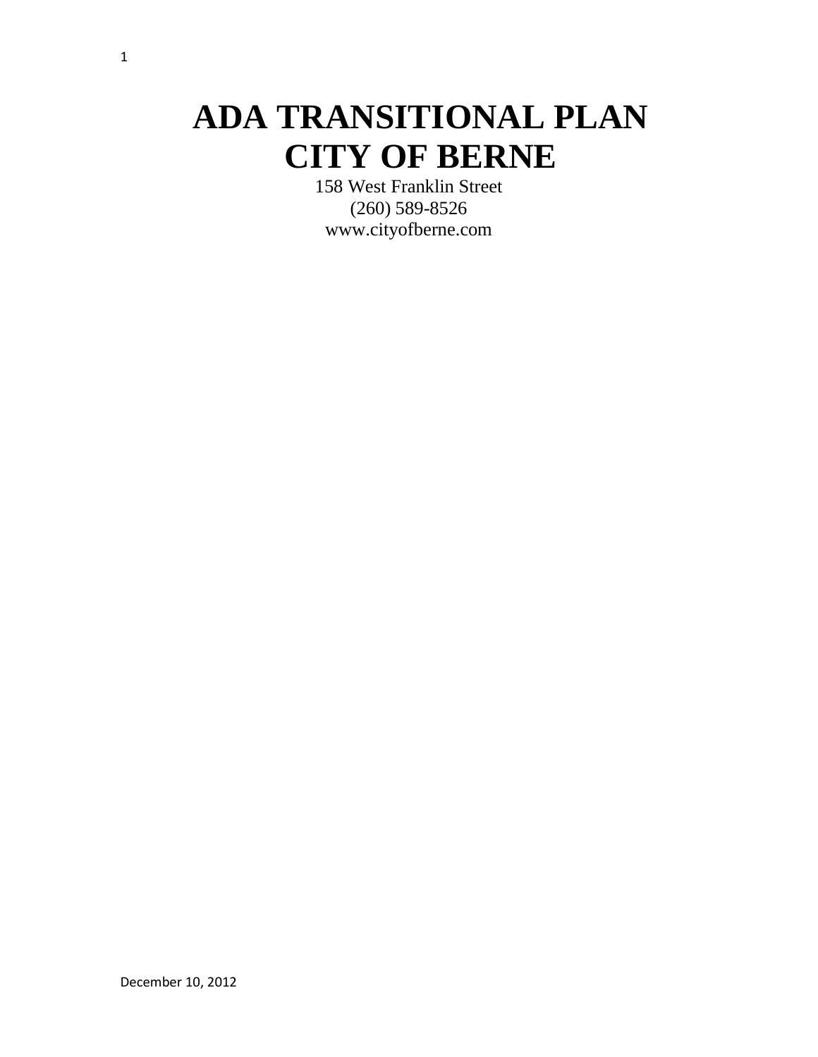# ADA TRANSITIONAL PLAN
# CITY OF BERNE

158 West Franklin Street
(260) 589-8526
www.cityofberne.com

December 10, 2012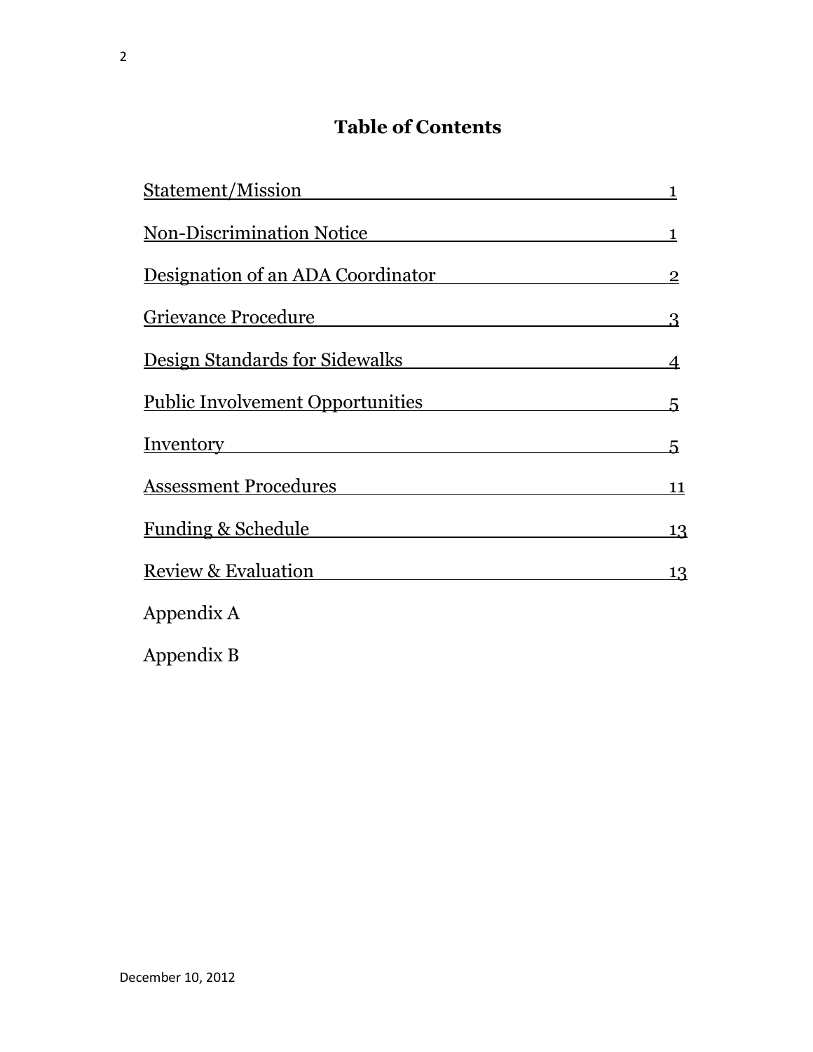# Table of Contents

| | |
|---|---|
| Statement/Mission | 1 |
| Non-Discrimination Notice | 1 |
| Designation of an ADA Coordinator | 2 |
| Grievance Procedure | 3 |
| Design Standards for Sidewalks | 4 |
| Public Involvement Opportunities | 5 |
| Inventory | 5 |
| Assessment Procedures | 11 |
| Funding & Schedule | 13 |
| Review & Evaluation | 13 |
| Appendix A | |
| Appendix B | |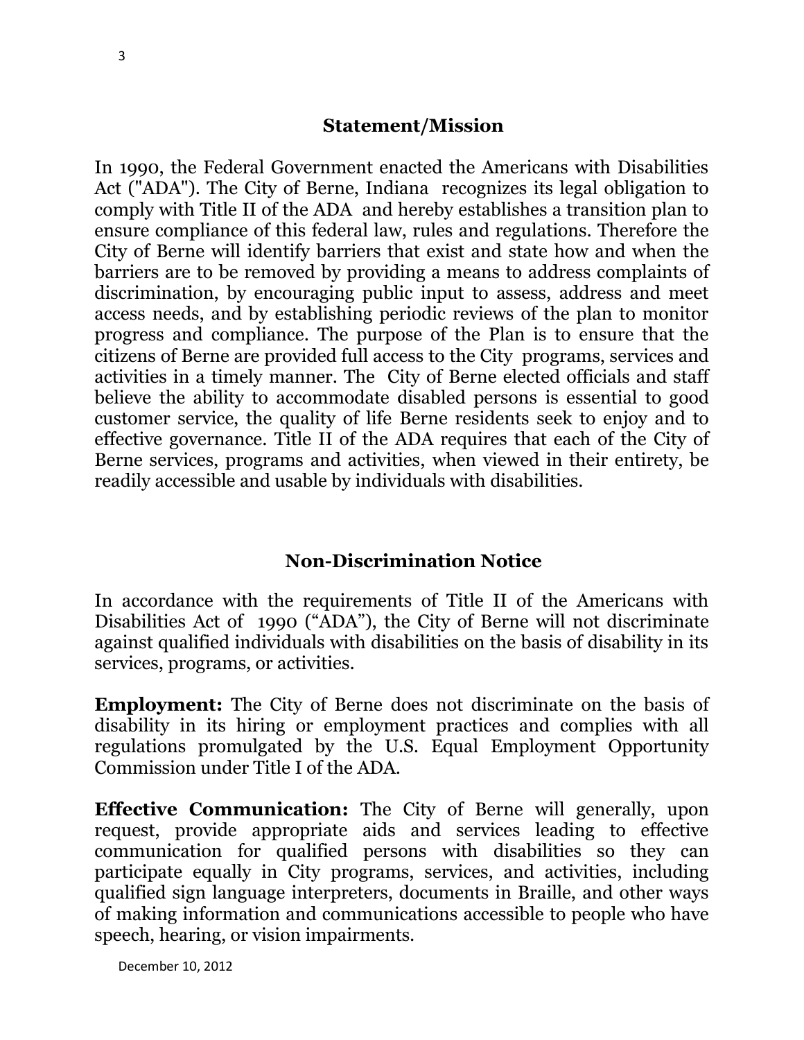## Statement/Mission

In 1990, the Federal Government enacted the Americans with Disabilities Act ("ADA"). The City of Berne, Indiana recognizes its legal obligation to comply with Title II of the ADA and hereby establishes a transition plan to ensure compliance of this federal law, rules and regulations. Therefore the City of Berne will identify barriers that exist and state how and when the barriers are to be removed by providing a means to address complaints of discrimination, by encouraging public input to assess, address and meet access needs, and by establishing periodic reviews of the plan to monitor progress and compliance. The purpose of the Plan is to ensure that the citizens of Berne are provided full access to the City programs, services and activities in a timely manner. The City of Berne elected officials and staff believe the ability to accommodate disabled persons is essential to good customer service, the quality of life Berne residents seek to enjoy and to effective governance. Title II of the ADA requires that each of the City of Berne services, programs and activities, when viewed in their entirety, be readily accessible and usable by individuals with disabilities.

## Non-Discrimination Notice

In accordance with the requirements of Title II of the Americans with Disabilities Act of 1990 ("ADA"), the City of Berne will not discriminate against qualified individuals with disabilities on the basis of disability in its services, programs, or activities.

**Employment:** The City of Berne does not discriminate on the basis of disability in its hiring or employment practices and complies with all regulations promulgated by the U.S. Equal Employment Opportunity Commission under Title I of the ADA.

**Effective Communication:** The City of Berne will generally, upon request, provide appropriate aids and services leading to effective communication for qualified persons with disabilities so they can participate equally in City programs, services, and activities, including qualified sign language interpreters, documents in Braille, and other ways of making information and communications accessible to people who have speech, hearing, or vision impairments.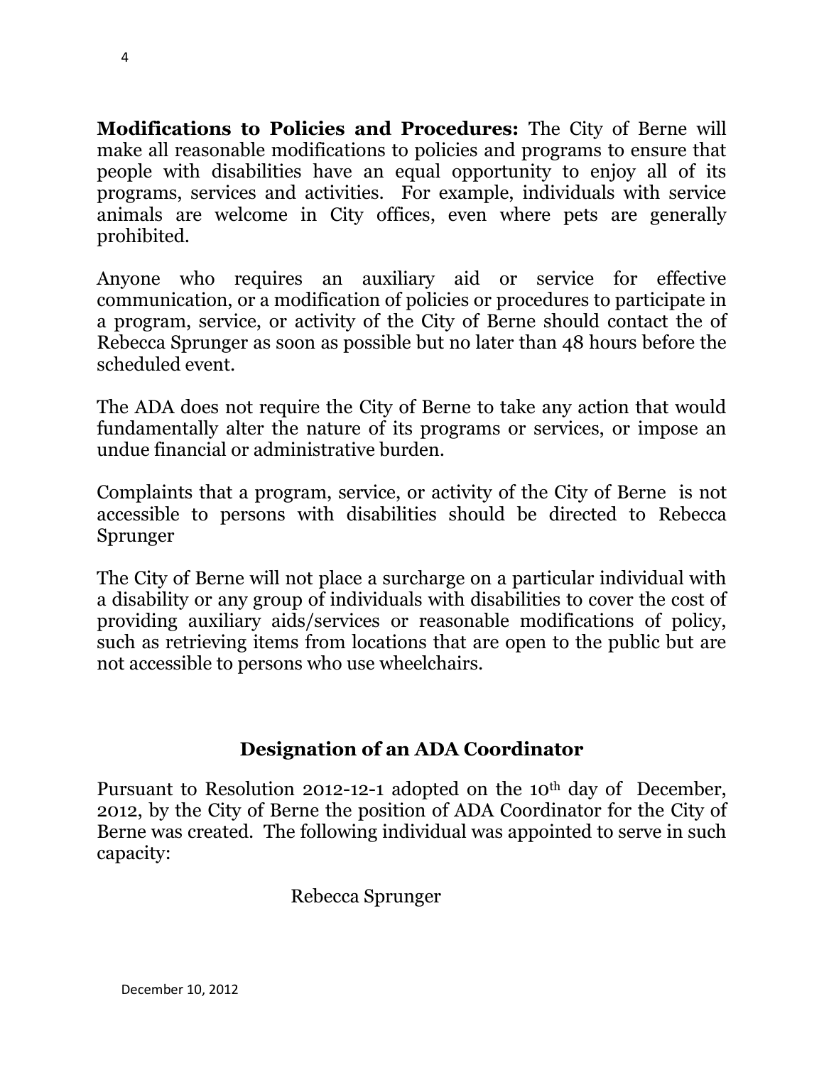**Modifications to Policies and Procedures:** The City of Berne will make all reasonable modifications to policies and programs to ensure that people with disabilities have an equal opportunity to enjoy all of its programs, services and activities. For example, individuals with service animals are welcome in City offices, even where pets are generally prohibited.

Anyone who requires an auxiliary aid or service for effective communication, or a modification of policies or procedures to participate in a program, service, or activity of the City of Berne should contact the of Rebecca Sprunger as soon as possible but no later than 48 hours before the scheduled event.

The ADA does not require the City of Berne to take any action that would fundamentally alter the nature of its programs or services, or impose an undue financial or administrative burden.

Complaints that a program, service, or activity of the City of Berne is not accessible to persons with disabilities should be directed to Rebecca Sprunger

The City of Berne will not place a surcharge on a particular individual with a disability or any group of individuals with disabilities to cover the cost of providing auxiliary aids/services or reasonable modifications of policy, such as retrieving items from locations that are open to the public but are not accessible to persons who use wheelchairs.

## Designation of an ADA Coordinator

Pursuant to Resolution 2012-12-1 adopted on the 10th day of December, 2012, by the City of Berne the position of ADA Coordinator for the City of Berne was created. The following individual was appointed to serve in such capacity:

Rebecca Sprunger

December 10, 2012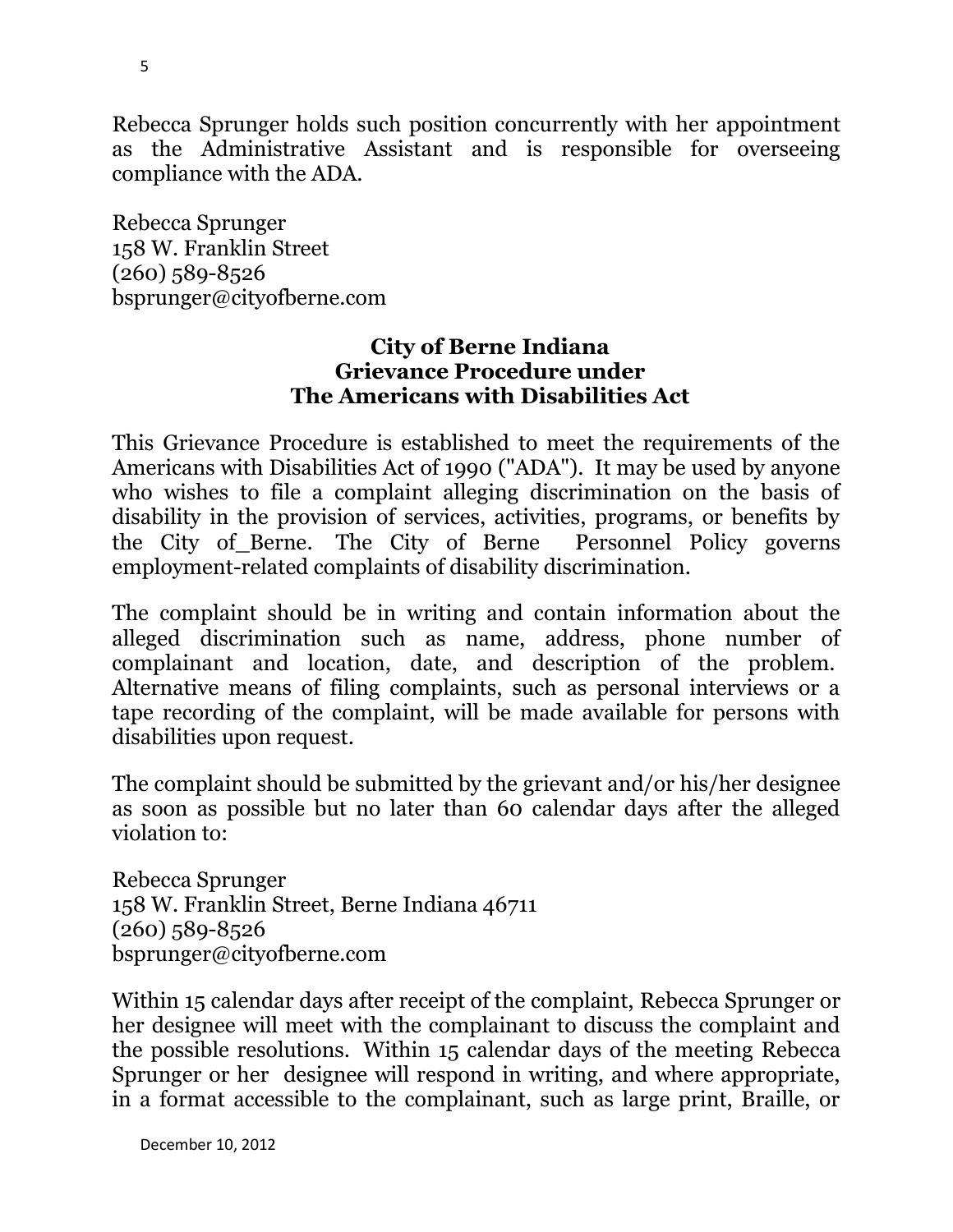Rebecca Sprunger holds such position concurrently with her appointment as the Administrative Assistant and is responsible for overseeing compliance with the ADA.

Rebecca Sprunger
158 W. Franklin Street
(260) 589-8526
bsprunger@cityofberne.com

**City of Berne Indiana**
**Grievance Procedure under**
**The Americans with Disabilities Act**

This Grievance Procedure is established to meet the requirements of the Americans with Disabilities Act of 1990 ("ADA"). It may be used by anyone who wishes to file a complaint alleging discrimination on the basis of disability in the provision of services, activities, programs, or benefits by the City of_Berne. The City of Berne Personnel Policy governs employment-related complaints of disability discrimination.

The complaint should be in writing and contain information about the alleged discrimination such as name, address, phone number of complainant and location, date, and description of the problem. Alternative means of filing complaints, such as personal interviews or a tape recording of the complaint, will be made available for persons with disabilities upon request.

The complaint should be submitted by the grievant and/or his/her designee as soon as possible but no later than 60 calendar days after the alleged violation to:

Rebecca Sprunger
158 W. Franklin Street, Berne Indiana 46711
(260) 589-8526
bsprunger@cityofberne.com

Within 15 calendar days after receipt of the complaint, Rebecca Sprunger or her designee will meet with the complainant to discuss the complaint and the possible resolutions. Within 15 calendar days of the meeting Rebecca Sprunger or her designee will respond in writing, and where appropriate, in a format accessible to the complainant, such as large print, Braille, or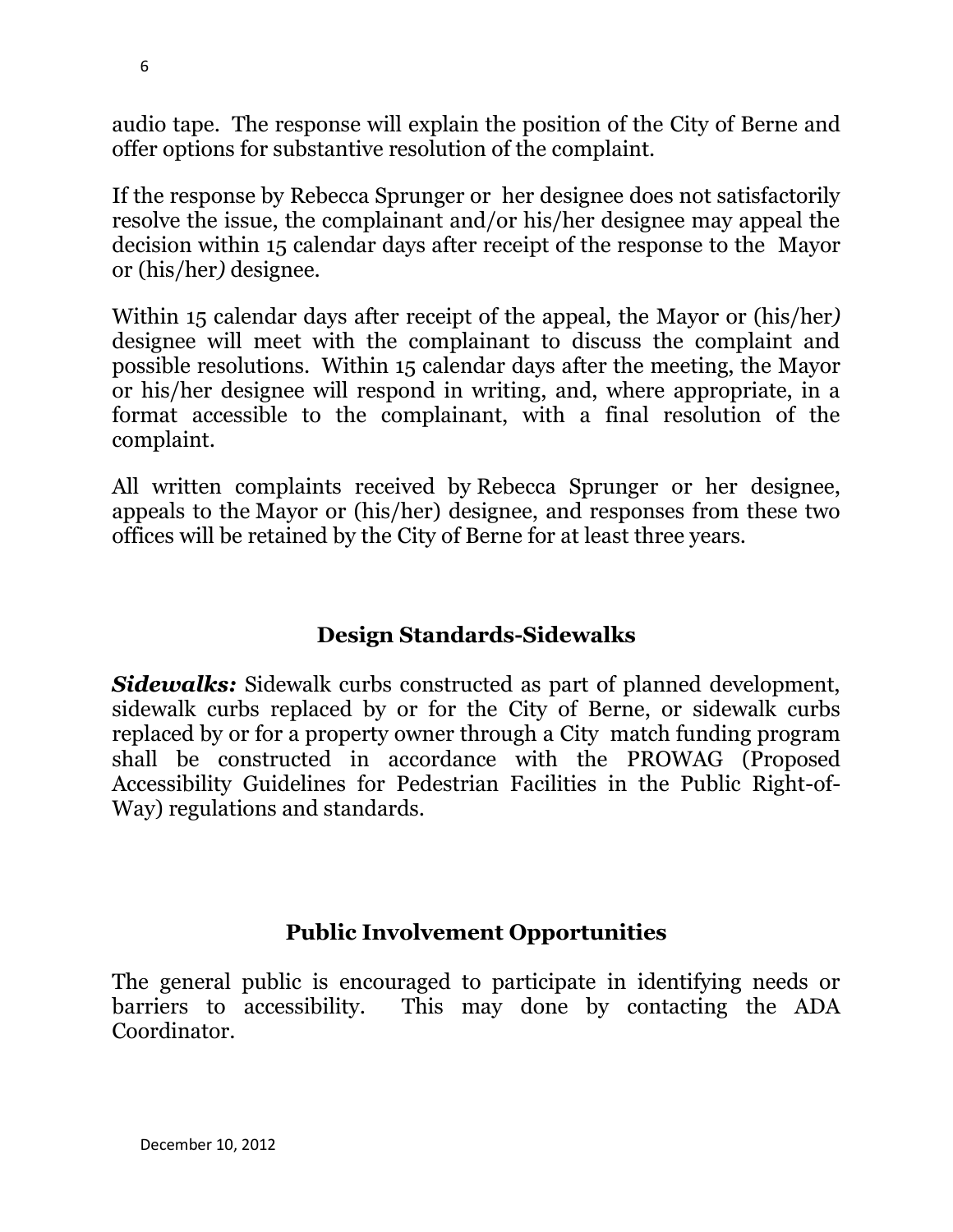audio tape. The response will explain the position of the City of Berne and offer options for substantive resolution of the complaint.

If the response by Rebecca Sprunger or her designee does not satisfactorily resolve the issue, the complainant and/or his/her designee may appeal the decision within 15 calendar days after receipt of the response to the Mayor or (his/her) designee.

Within 15 calendar days after receipt of the appeal, the Mayor or (his/her) designee will meet with the complainant to discuss the complaint and possible resolutions. Within 15 calendar days after the meeting, the Mayor or his/her designee will respond in writing, and, where appropriate, in a format accessible to the complainant, with a final resolution of the complaint.

All written complaints received by Rebecca Sprunger or her designee, appeals to the Mayor or (his/her) designee, and responses from these two offices will be retained by the City of Berne for at least three years.

## Design Standards-Sidewalks

***Sidewalks:*** Sidewalk curbs constructed as part of planned development, sidewalk curbs replaced by or for the City of Berne, or sidewalk curbs replaced by or for a property owner through a City match funding program shall be constructed in accordance with the PROWAG (Proposed Accessibility Guidelines for Pedestrian Facilities in the Public Right-of-Way) regulations and standards.

## Public Involvement Opportunities

The general public is encouraged to participate in identifying needs or barriers to accessibility. This may done by contacting the ADA Coordinator.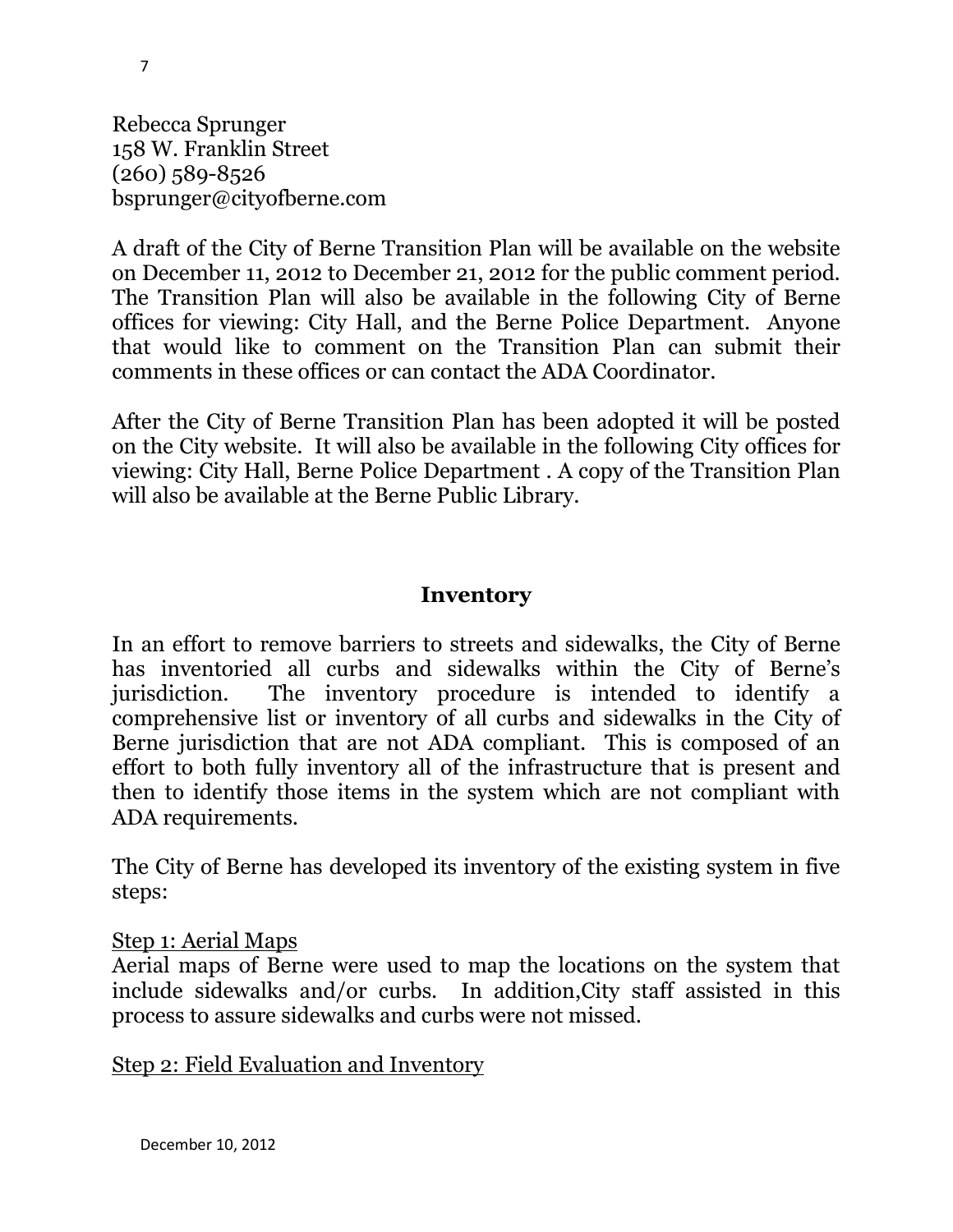Rebecca Sprunger
158 W. Franklin Street
(260) 589-8526
bsprunger@cityofberne.com

A draft of the City of Berne Transition Plan will be available on the website on December 11, 2012 to December 21, 2012 for the public comment period. The Transition Plan will also be available in the following City of Berne offices for viewing: City Hall, and the Berne Police Department. Anyone that would like to comment on the Transition Plan can submit their comments in these offices or can contact the ADA Coordinator.

After the City of Berne Transition Plan has been adopted it will be posted on the City website. It will also be available in the following City offices for viewing: City Hall, Berne Police Department . A copy of the Transition Plan will also be available at the Berne Public Library.

## Inventory

In an effort to remove barriers to streets and sidewalks, the City of Berne has inventoried all curbs and sidewalks within the City of Berne's jurisdiction. The inventory procedure is intended to identify a comprehensive list or inventory of all curbs and sidewalks in the City of Berne jurisdiction that are not ADA compliant. This is composed of an effort to both fully inventory all of the infrastructure that is present and then to identify those items in the system which are not compliant with ADA requirements.

The City of Berne has developed its inventory of the existing system in five steps:

Step 1: Aerial Maps

Aerial maps of Berne were used to map the locations on the system that include sidewalks and/or curbs. In addition,City staff assisted in this process to assure sidewalks and curbs were not missed.

Step 2: Field Evaluation and Inventory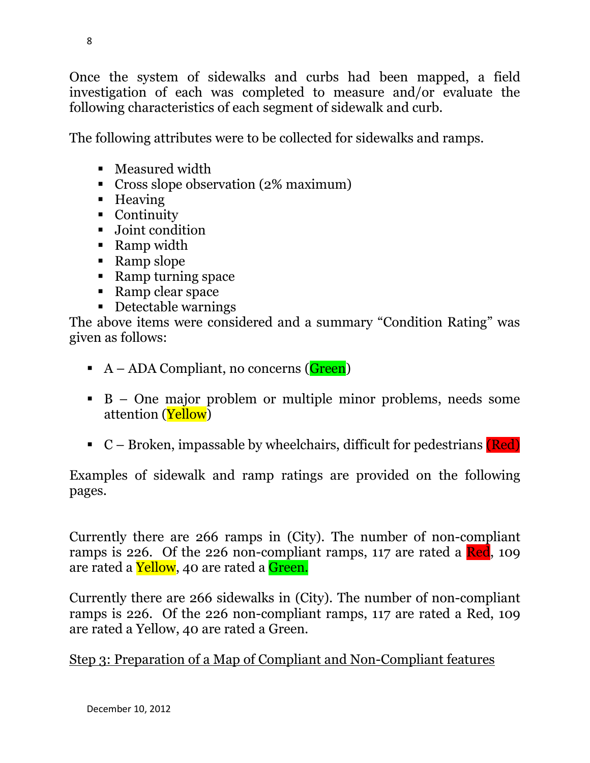Once the system of sidewalks and curbs had been mapped, a field investigation of each was completed to measure and/or evaluate the following characteristics of each segment of sidewalk and curb.

The following attributes were to be collected for sidewalks and ramps.

- Measured width
- Cross slope observation (2% maximum)
- Heaving
- Continuity
- Joint condition
- Ramp width
- Ramp slope
- Ramp turning space
- Ramp clear space
- Detectable warnings

The above items were considered and a summary "Condition Rating" was given as follows:

- A – ADA Compliant, no concerns (Green)
- B – One major problem or multiple minor problems, needs some attention (Yellow)
- C – Broken, impassable by wheelchairs, difficult for pedestrians (Red)

Examples of sidewalk and ramp ratings are provided on the following pages.

Currently there are 266 ramps in (City). The number of non-compliant ramps is 226. Of the 226 non-compliant ramps, 117 are rated a Red, 109 are rated a Yellow, 40 are rated a Green.

Currently there are 266 sidewalks in (City). The number of non-compliant ramps is 226. Of the 226 non-compliant ramps, 117 are rated a Red, 109 are rated a Yellow, 40 are rated a Green.

Step 3: Preparation of a Map of Compliant and Non-Compliant features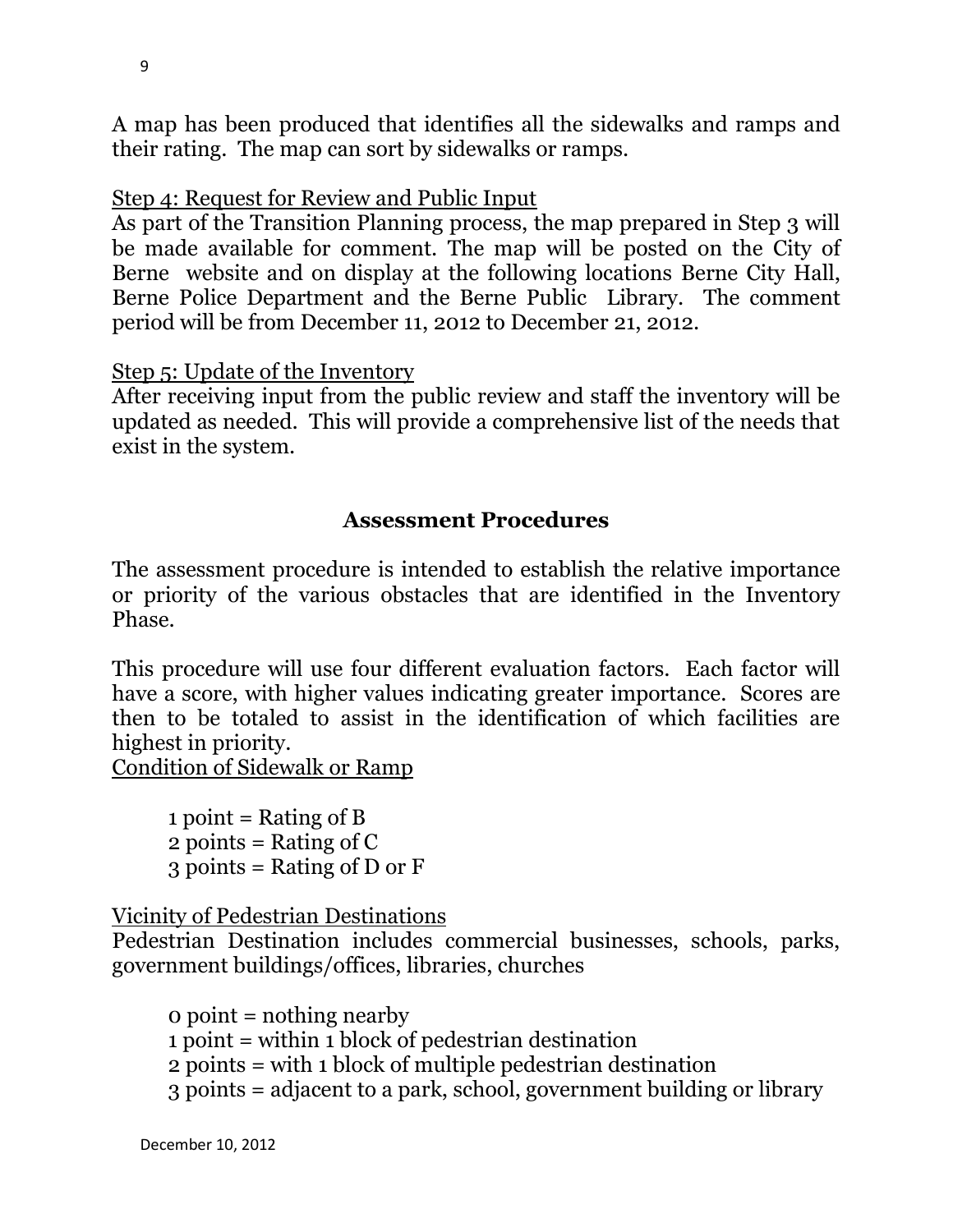A map has been produced that identifies all the sidewalks and ramps and their rating. The map can sort by sidewalks or ramps.

<u>Step 4: Request for Review and Public Input</u>

As part of the Transition Planning process, the map prepared in Step 3 will be made available for comment. The map will be posted on the City of Berne website and on display at the following locations Berne City Hall, Berne Police Department and the Berne Public Library. The comment period will be from December 11, 2012 to December 21, 2012.

<u>Step 5: Update of the Inventory</u>

After receiving input from the public review and staff the inventory will be updated as needed. This will provide a comprehensive list of the needs that exist in the system.

## Assessment Procedures

The assessment procedure is intended to establish the relative importance or priority of the various obstacles that are identified in the Inventory Phase.

This procedure will use four different evaluation factors. Each factor will have a score, with higher values indicating greater importance. Scores are then to be totaled to assist in the identification of which facilities are highest in priority.

<u>Condition of Sidewalk or Ramp</u>

1 point = Rating of B
2 points = Rating of C
3 points = Rating of D or F

<u>Vicinity of Pedestrian Destinations</u>

Pedestrian Destination includes commercial businesses, schools, parks, government buildings/offices, libraries, churches

0 point = nothing nearby
1 point = within 1 block of pedestrian destination
2 points = with 1 block of multiple pedestrian destination
3 points = adjacent to a park, school, government building or library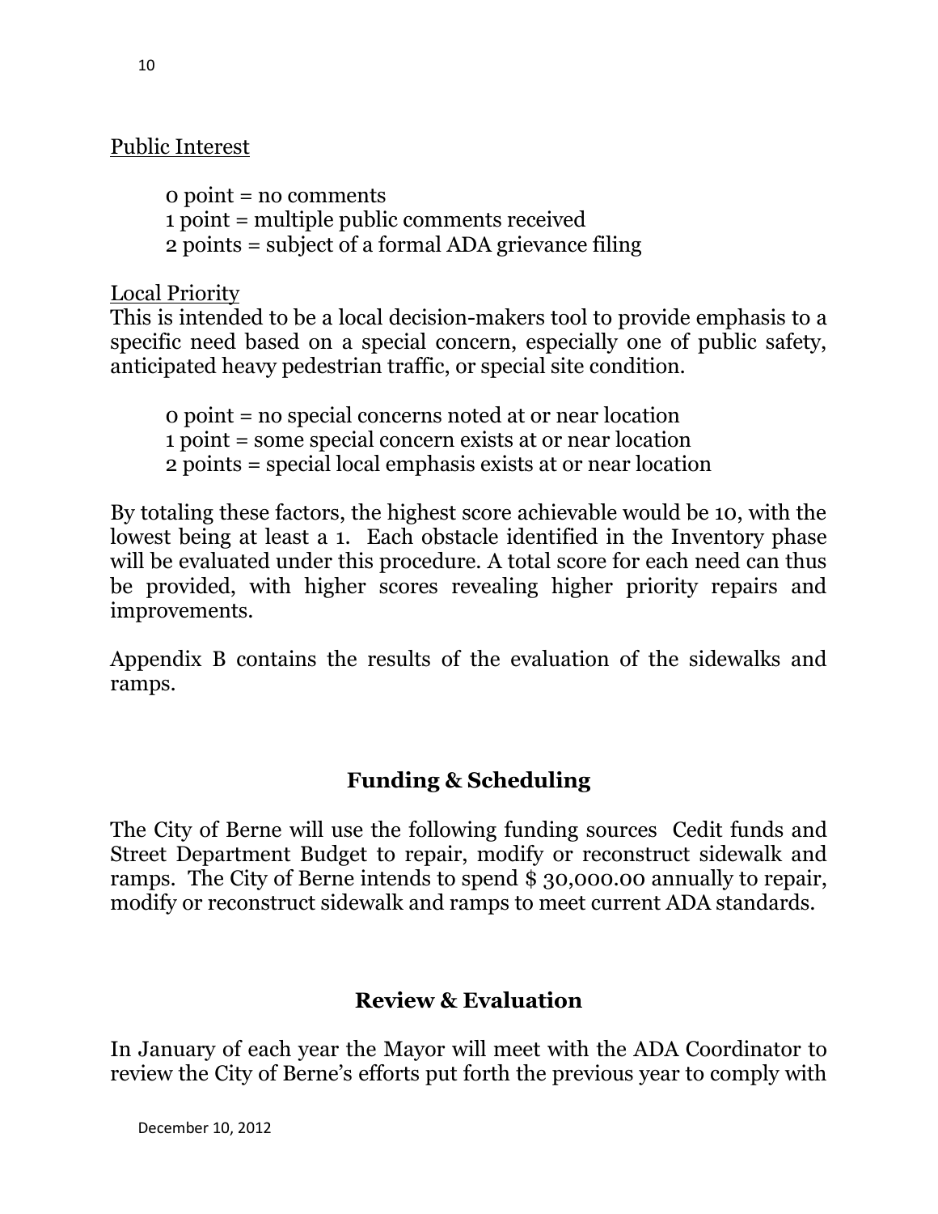<u>Public Interest</u>

0 point = no comments
1 point = multiple public comments received
2 points = subject of a formal ADA grievance filing

<u>Local Priority</u>
This is intended to be a local decision-makers tool to provide emphasis to a specific need based on a special concern, especially one of public safety, anticipated heavy pedestrian traffic, or special site condition.

0 point = no special concerns noted at or near location
1 point = some special concern exists at or near location
2 points = special local emphasis exists at or near location

By totaling these factors, the highest score achievable would be 10, with the lowest being at least a 1. Each obstacle identified in the Inventory phase will be evaluated under this procedure. A total score for each need can thus be provided, with higher scores revealing higher priority repairs and improvements.

Appendix B contains the results of the evaluation of the sidewalks and ramps.

## Funding & Scheduling

The City of Berne will use the following funding sources Cedit funds and Street Department Budget to repair, modify or reconstruct sidewalk and ramps. The City of Berne intends to spend $ 30,000.00 annually to repair, modify or reconstruct sidewalk and ramps to meet current ADA standards.

## Review & Evaluation

In January of each year the Mayor will meet with the ADA Coordinator to review the City of Berne's efforts put forth the previous year to comply with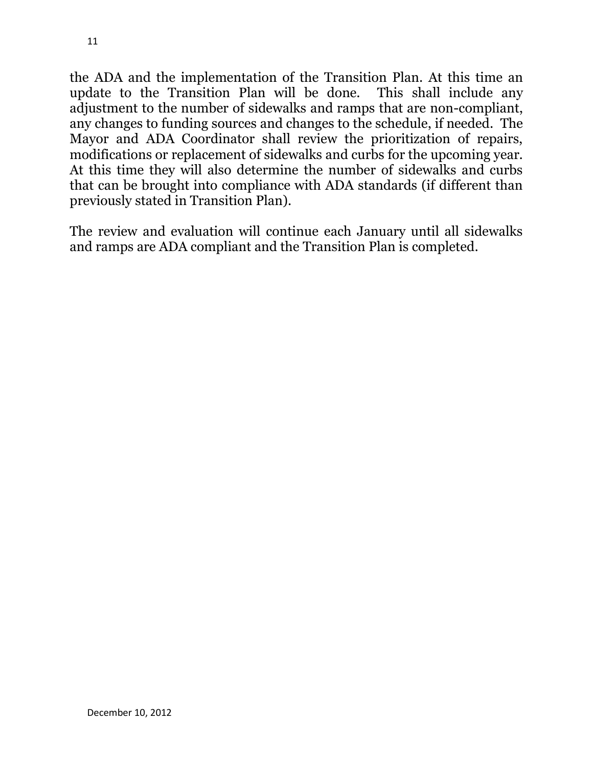the ADA and the implementation of the Transition Plan. At this time an update to the Transition Plan will be done. This shall include any adjustment to the number of sidewalks and ramps that are non-compliant, any changes to funding sources and changes to the schedule, if needed. The Mayor and ADA Coordinator shall review the prioritization of repairs, modifications or replacement of sidewalks and curbs for the upcoming year. At this time they will also determine the number of sidewalks and curbs that can be brought into compliance with ADA standards (if different than previously stated in Transition Plan).

The review and evaluation will continue each January until all sidewalks and ramps are ADA compliant and the Transition Plan is completed.